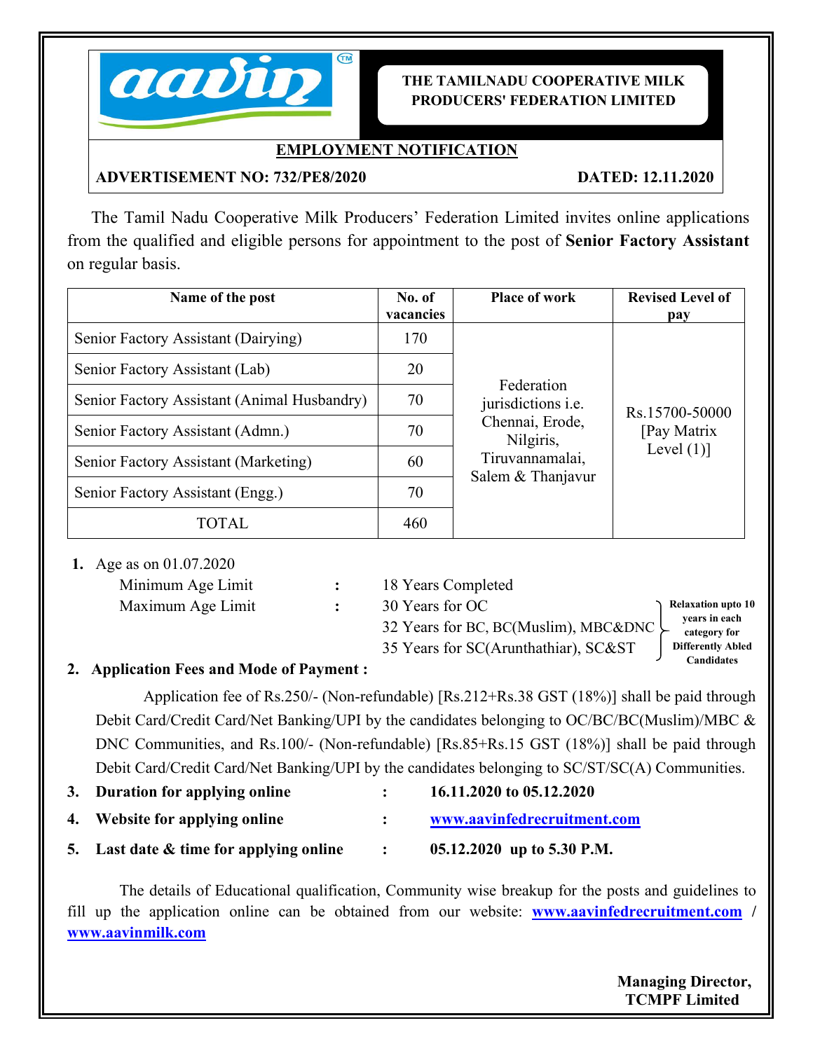# THE TAMILNADU COOPERATIVE MILK PRODUCERS' FEDERATION LIMITED

## EMPLOYMENT NOTIFICATION

**ADVERTISEMENT NO: 732/PE8/2020** **DATED: 12.11.2020**

The Tamil Nadu Cooperative Milk Producers' Federation Limited invites online applications from the qualified and eligible persons for appointment to the post of **Senior Factory Assistant** on regular basis.

| Name of the post | No. of vacancies | Place of work | Revised Level of pay |
|---|---|---|---|
| Senior Factory Assistant (Dairying) | 170 | Federation jurisdictions i.e. Chennai, Erode, Nilgiris, Tiruvannamalai, Salem & Thanjavur | Rs.15700-50000 [Pay Matrix Level (1)] |
| Senior Factory Assistant (Lab) | 20 | | |
| Senior Factory Assistant (Animal Husbandry) | 70 | | |
| Senior Factory Assistant (Admn.) | 70 | | |
| Senior Factory Assistant (Marketing) | 60 | | |
| Senior Factory Assistant (Engg.) | 70 | | |
| TOTAL | 460 | | |

1. Age as on 01.07.2020

   Minimum Age Limit : 18 Years Completed

   Maximum Age Limit : 30 Years for OC
   32 Years for BC, BC(Muslim), MBC&DNC
   35 Years for SC(Arunthathiar), SC&ST

   **Relaxation upto 10 years in each category for Differently Abled Candidates**

2. **Application Fees and Mode of Payment :**

   Application fee of Rs.250/- (Non-refundable) [Rs.212+Rs.38 GST (18%)] shall be paid through Debit Card/Credit Card/Net Banking/UPI by the candidates belonging to OC/BC/BC(Muslim)/MBC & DNC Communities, and Rs.100/- (Non-refundable) [Rs.85+Rs.15 GST (18%)] shall be paid through Debit Card/Credit Card/Net Banking/UPI by the candidates belonging to SC/ST/SC(A) Communities.

3. **Duration for applying online** : **16.11.2020 to 05.12.2020**
4. **Website for applying online** : **www.aavinfedrecruitment.com**
5. **Last date & time for applying online** : **05.12.2020 up to 5.30 P.M.**

The details of Educational qualification, Community wise breakup for the posts and guidelines to fill up the application online can be obtained from our website: **www.aavinfedrecruitment.com** / **www.aavinmilk.com**

**Managing Director,**
**TCMPF Limited**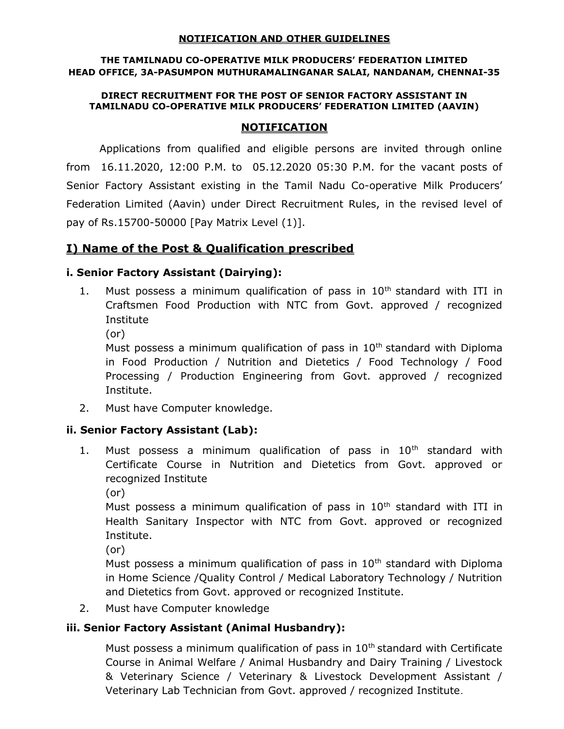**NOTIFICATION AND OTHER GUIDELINES**

**THE TAMILNADU CO-OPERATIVE MILK PRODUCERS' FEDERATION LIMITED**
**HEAD OFFICE, 3A-PASUMPON MUTHURAMALINGANAR SALAI, NANDANAM, CHENNAI-35**

**DIRECT RECRUITMENT FOR THE POST OF SENIOR FACTORY ASSISTANT IN TAMILNADU CO-OPERATIVE MILK PRODUCERS' FEDERATION LIMITED (AAVIN)**

## NOTIFICATION

Applications from qualified and eligible persons are invited through online from 16.11.2020, 12:00 P.M. to 05.12.2020 05:30 P.M. for the vacant posts of Senior Factory Assistant existing in the Tamil Nadu Co-operative Milk Producers' Federation Limited (Aavin) under Direct Recruitment Rules, in the revised level of pay of Rs.15700-50000 [Pay Matrix Level (1)].

## I) Name of the Post & Qualification prescribed

### i. Senior Factory Assistant (Dairying):

1. Must possess a minimum qualification of pass in 10th standard with ITI in Craftsmen Food Production with NTC from Govt. approved / recognized Institute
   (or)
   Must possess a minimum qualification of pass in 10th standard with Diploma in Food Production / Nutrition and Dietetics / Food Technology / Food Processing / Production Engineering from Govt. approved / recognized Institute.
2. Must have Computer knowledge.

### ii. Senior Factory Assistant (Lab):

1. Must possess a minimum qualification of pass in 10th standard with Certificate Course in Nutrition and Dietetics from Govt. approved or recognized Institute
   (or)
   Must possess a minimum qualification of pass in 10th standard with ITI in Health Sanitary Inspector with NTC from Govt. approved or recognized Institute.
   (or)
   Must possess a minimum qualification of pass in 10th standard with Diploma in Home Science /Quality Control / Medical Laboratory Technology / Nutrition and Dietetics from Govt. approved or recognized Institute.
2. Must have Computer knowledge

### iii. Senior Factory Assistant (Animal Husbandry):

Must possess a minimum qualification of pass in 10th standard with Certificate Course in Animal Welfare / Animal Husbandry and Dairy Training / Livestock & Veterinary Science / Veterinary & Livestock Development Assistant / Veterinary Lab Technician from Govt. approved / recognized Institute.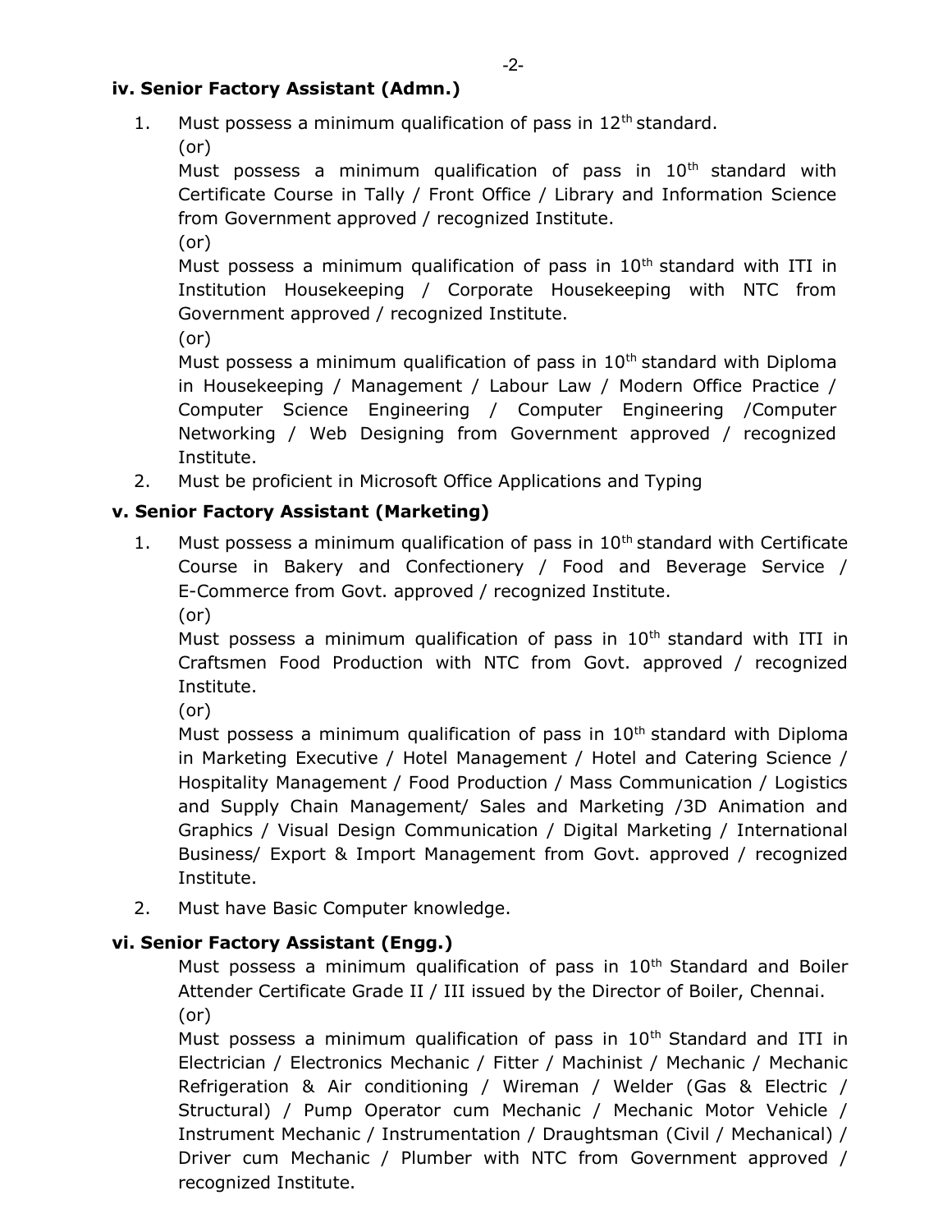**iv. Senior Factory Assistant (Admn.)**

1. Must possess a minimum qualification of pass in 12th standard.
   (or)
   Must possess a minimum qualification of pass in 10th standard with Certificate Course in Tally / Front Office / Library and Information Science from Government approved / recognized Institute.
   (or)
   Must possess a minimum qualification of pass in 10th standard with ITI in Institution Housekeeping / Corporate Housekeeping with NTC from Government approved / recognized Institute.
   (or)
   Must possess a minimum qualification of pass in 10th standard with Diploma in Housekeeping / Management / Labour Law / Modern Office Practice / Computer Science Engineering / Computer Engineering /Computer Networking / Web Designing from Government approved / recognized Institute.
2. Must be proficient in Microsoft Office Applications and Typing

**v. Senior Factory Assistant (Marketing)**

1. Must possess a minimum qualification of pass in 10th standard with Certificate Course in Bakery and Confectionery / Food and Beverage Service / E-Commerce from Govt. approved / recognized Institute.
   (or)
   Must possess a minimum qualification of pass in 10th standard with ITI in Craftsmen Food Production with NTC from Govt. approved / recognized Institute.
   (or)
   Must possess a minimum qualification of pass in 10th standard with Diploma in Marketing Executive / Hotel Management / Hotel and Catering Science / Hospitality Management / Food Production / Mass Communication / Logistics and Supply Chain Management/ Sales and Marketing /3D Animation and Graphics / Visual Design Communication / Digital Marketing / International Business/ Export & Import Management from Govt. approved / recognized Institute.
2. Must have Basic Computer knowledge.

**vi. Senior Factory Assistant (Engg.)**

Must possess a minimum qualification of pass in 10th Standard and Boiler Attender Certificate Grade II / III issued by the Director of Boiler, Chennai.
(or)
Must possess a minimum qualification of pass in 10th Standard and ITI in Electrician / Electronics Mechanic / Fitter / Machinist / Mechanic / Mechanic Refrigeration & Air conditioning / Wireman / Welder (Gas & Electric / Structural) / Pump Operator cum Mechanic / Mechanic Motor Vehicle / Instrument Mechanic / Instrumentation / Draughtsman (Civil / Mechanical) / Driver cum Mechanic / Plumber with NTC from Government approved / recognized Institute.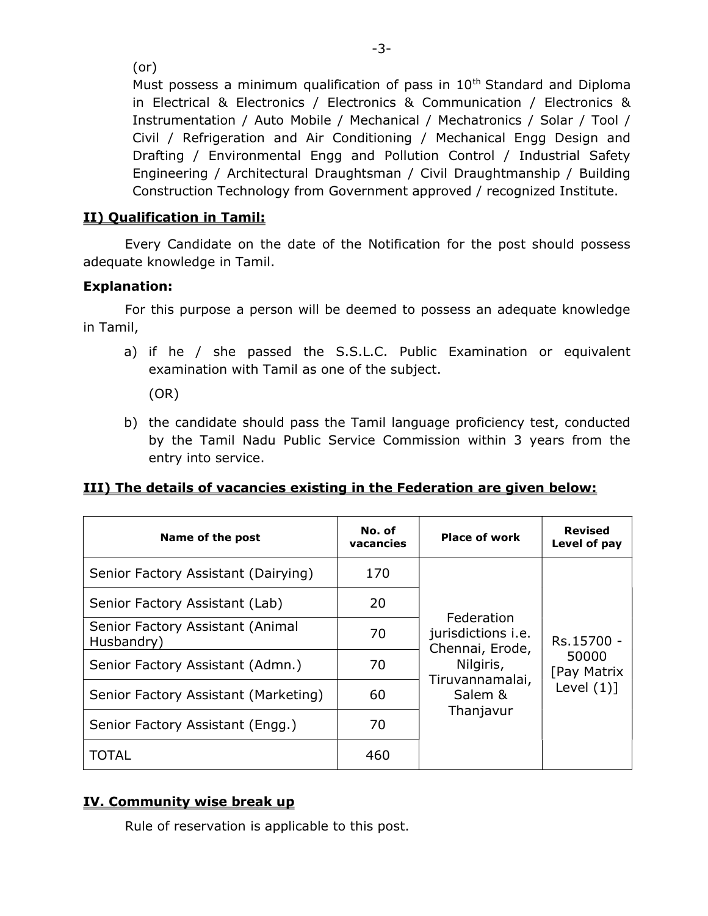(or)

Must possess a minimum qualification of pass in $10^{th}$ Standard and Diploma in Electrical & Electronics / Electronics & Communication / Electronics & Instrumentation / Auto Mobile / Mechanical / Mechatronics / Solar / Tool / Civil / Refrigeration and Air Conditioning / Mechanical Engg Design and Drafting / Environmental Engg and Pollution Control / Industrial Safety Engineering / Architectural Draughtsman / Civil Draughtmanship / Building Construction Technology from Government approved / recognized Institute.

## II) Qualification in Tamil:

Every Candidate on the date of the Notification for the post should possess adequate knowledge in Tamil.

**Explanation:**

For this purpose a person will be deemed to possess an adequate knowledge in Tamil,

a) if he / she passed the S.S.L.C. Public Examination or equivalent examination with Tamil as one of the subject.

(OR)

b) the candidate should pass the Tamil language proficiency test, conducted by the Tamil Nadu Public Service Commission within 3 years from the entry into service.

## III) The details of vacancies existing in the Federation are given below:

| Name of the post | No. of vacancies | Place of work | Revised Level of pay |
|---|---|---|---|
| Senior Factory Assistant (Dairying) | 170 | Federation jurisdictions i.e. Chennai, Erode, Nilgiris, Tiruvannamalai, Salem & Thanjavur | Rs.15700 - 50000 [Pay Matrix Level (1)] |
| Senior Factory Assistant (Lab) | 20 | | |
| Senior Factory Assistant (Animal Husbandry) | 70 | | |
| Senior Factory Assistant (Admn.) | 70 | | |
| Senior Factory Assistant (Marketing) | 60 | | |
| Senior Factory Assistant (Engg.) | 70 | | |
| TOTAL | 460 | | |

## IV. Community wise break up

Rule of reservation is applicable to this post.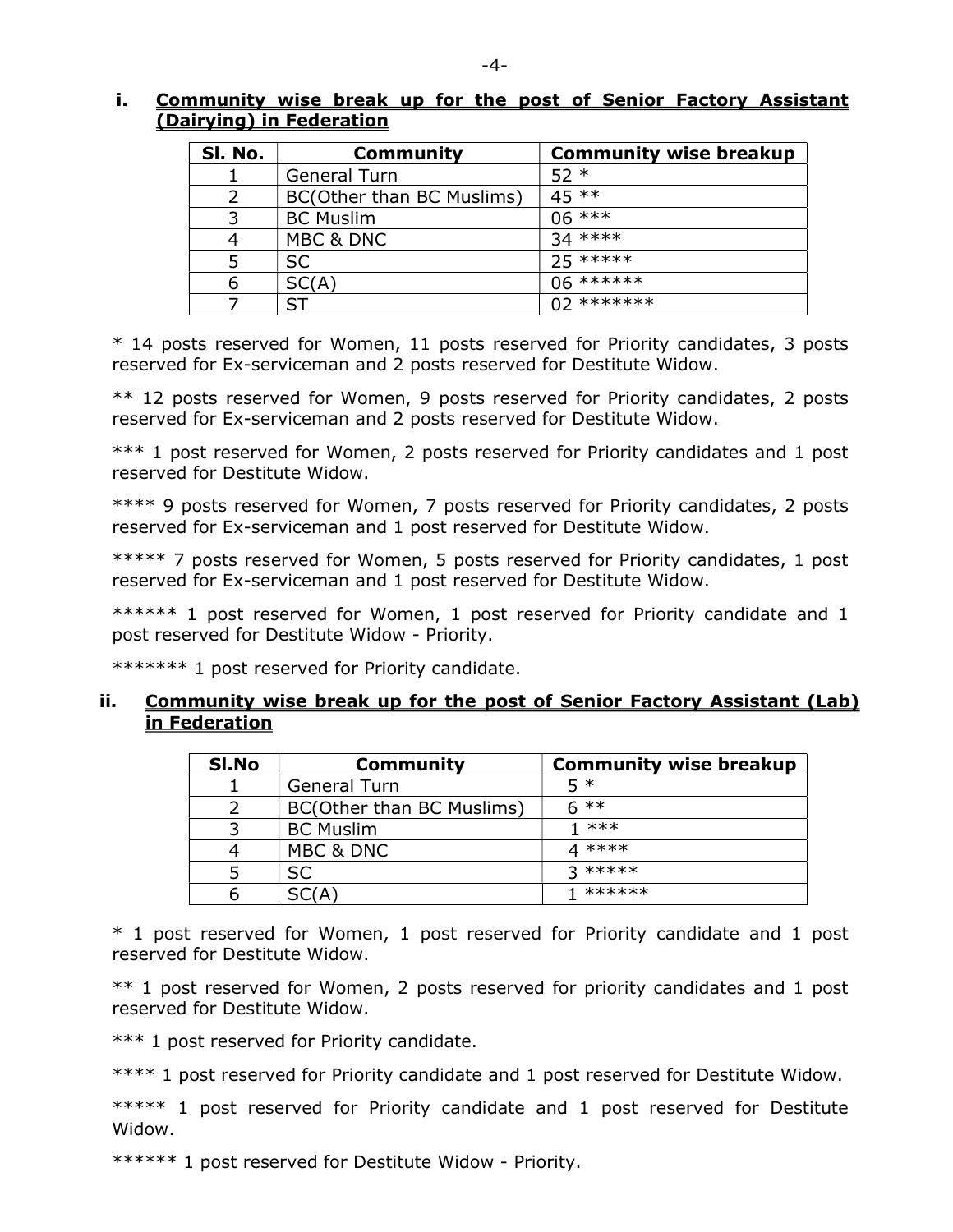### i. Community wise break up for the post of Senior Factory Assistant (Dairying) in Federation

| Sl. No. | Community | Community wise breakup |
|---|---|---|
| 1 | General Turn | 52 * |
| 2 | BC(Other than BC Muslims) | 45 ** |
| 3 | BC Muslim | 06 *** |
| 4 | MBC & DNC | 34 **** |
| 5 | SC | 25 ***** |
| 6 | SC(A) | 06 ****** |
| 7 | ST | 02 ******* |

* 14 posts reserved for Women, 11 posts reserved for Priority candidates, 3 posts reserved for Ex-serviceman and 2 posts reserved for Destitute Widow.

** 12 posts reserved for Women, 9 posts reserved for Priority candidates, 2 posts reserved for Ex-serviceman and 2 posts reserved for Destitute Widow.

*** 1 post reserved for Women, 2 posts reserved for Priority candidates and 1 post reserved for Destitute Widow.

**** 9 posts reserved for Women, 7 posts reserved for Priority candidates, 2 posts reserved for Ex-serviceman and 1 post reserved for Destitute Widow.

***** 7 posts reserved for Women, 5 posts reserved for Priority candidates, 1 post reserved for Ex-serviceman and 1 post reserved for Destitute Widow.

****** 1 post reserved for Women, 1 post reserved for Priority candidate and 1 post reserved for Destitute Widow - Priority.

******* 1 post reserved for Priority candidate.

### ii. Community wise break up for the post of Senior Factory Assistant (Lab) in Federation

| Sl.No | Community | Community wise breakup |
|---|---|---|
| 1 | General Turn | 5 * |
| 2 | BC(Other than BC Muslims) | 6 ** |
| 3 | BC Muslim | 1 *** |
| 4 | MBC & DNC | 4 **** |
| 5 | SC | 3 ***** |
| 6 | SC(A) | 1 ****** |

* 1 post reserved for Women, 1 post reserved for Priority candidate and 1 post reserved for Destitute Widow.

** 1 post reserved for Women, 2 posts reserved for priority candidates and 1 post reserved for Destitute Widow.

*** 1 post reserved for Priority candidate.

**** 1 post reserved for Priority candidate and 1 post reserved for Destitute Widow.

***** 1 post reserved for Priority candidate and 1 post reserved for Destitute Widow.

****** 1 post reserved for Destitute Widow - Priority.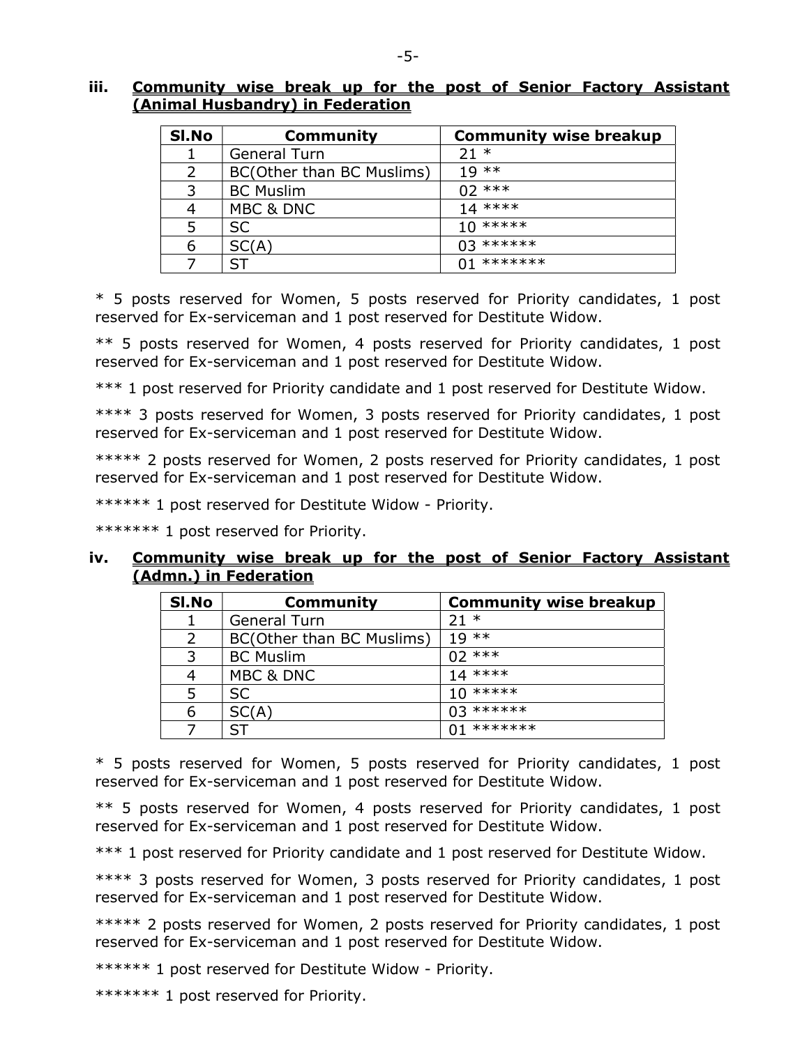### iii. Community wise break up for the post of Senior Factory Assistant (Animal Husbandry) in Federation

| Sl.No | Community | Community wise breakup |
|---|---|---|
| 1 | General Turn | 21 * |
| 2 | BC(Other than BC Muslims) | 19 ** |
| 3 | BC Muslim | 02 *** |
| 4 | MBC & DNC | 14 **** |
| 5 | SC | 10 ***** |
| 6 | SC(A) | 03 ****** |
| 7 | ST | 01 ******* |

\* 5 posts reserved for Women, 5 posts reserved for Priority candidates, 1 post reserved for Ex-serviceman and 1 post reserved for Destitute Widow.

** 5 posts reserved for Women, 4 posts reserved for Priority candidates, 1 post reserved for Ex-serviceman and 1 post reserved for Destitute Widow.

*** 1 post reserved for Priority candidate and 1 post reserved for Destitute Widow.

**** 3 posts reserved for Women, 3 posts reserved for Priority candidates, 1 post reserved for Ex-serviceman and 1 post reserved for Destitute Widow.

***** 2 posts reserved for Women, 2 posts reserved for Priority candidates, 1 post reserved for Ex-serviceman and 1 post reserved for Destitute Widow.

****** 1 post reserved for Destitute Widow - Priority.

******* 1 post reserved for Priority.

### iv. Community wise break up for the post of Senior Factory Assistant (Admn.) in Federation

| Sl.No | Community | Community wise breakup |
|---|---|---|
| 1 | General Turn | 21 * |
| 2 | BC(Other than BC Muslims) | 19 ** |
| 3 | BC Muslim | 02 *** |
| 4 | MBC & DNC | 14 **** |
| 5 | SC | 10 ***** |
| 6 | SC(A) | 03 ****** |
| 7 | ST | 01 ******* |

\* 5 posts reserved for Women, 5 posts reserved for Priority candidates, 1 post reserved for Ex-serviceman and 1 post reserved for Destitute Widow.

** 5 posts reserved for Women, 4 posts reserved for Priority candidates, 1 post reserved for Ex-serviceman and 1 post reserved for Destitute Widow.

*** 1 post reserved for Priority candidate and 1 post reserved for Destitute Widow.

**** 3 posts reserved for Women, 3 posts reserved for Priority candidates, 1 post reserved for Ex-serviceman and 1 post reserved for Destitute Widow.

***** 2 posts reserved for Women, 2 posts reserved for Priority candidates, 1 post reserved for Ex-serviceman and 1 post reserved for Destitute Widow.

****** 1 post reserved for Destitute Widow - Priority.

******* 1 post reserved for Priority.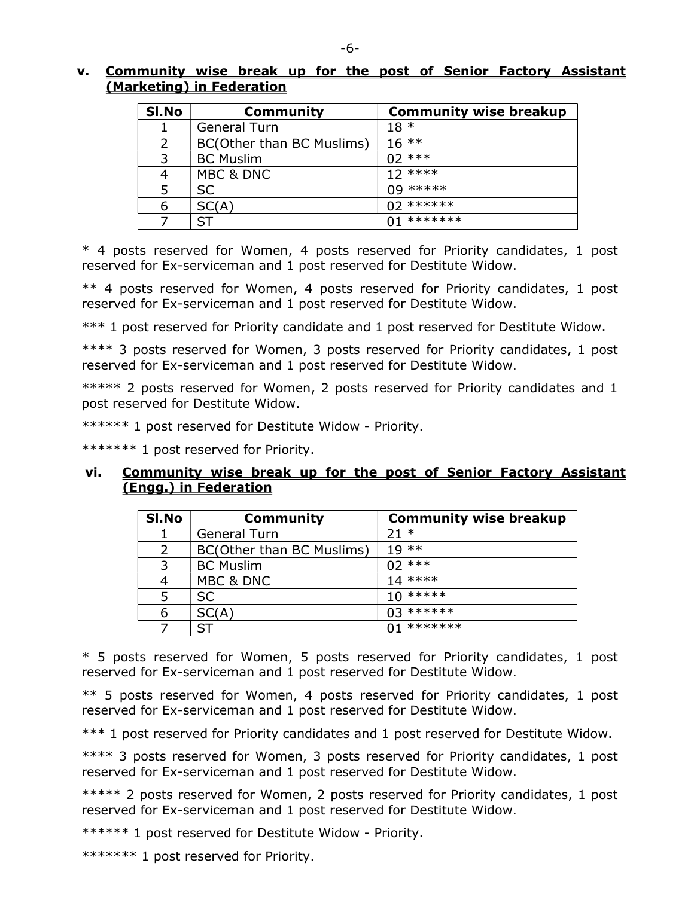**v. Community wise break up for the post of Senior Factory Assistant (Marketing) in Federation**

| Sl.No | Community | Community wise breakup |
|---|---|---|
| 1 | General Turn | 18 * |
| 2 | BC(Other than BC Muslims) | 16 ** |
| 3 | BC Muslim | 02 *** |
| 4 | MBC & DNC | 12 **** |
| 5 | SC | 09 ***** |
| 6 | SC(A) | 02 ****** |
| 7 | ST | 01 ******* |

* 4 posts reserved for Women, 4 posts reserved for Priority candidates, 1 post reserved for Ex-serviceman and 1 post reserved for Destitute Widow.

** 4 posts reserved for Women, 4 posts reserved for Priority candidates, 1 post reserved for Ex-serviceman and 1 post reserved for Destitute Widow.

*** 1 post reserved for Priority candidate and 1 post reserved for Destitute Widow.

**** 3 posts reserved for Women, 3 posts reserved for Priority candidates, 1 post reserved for Ex-serviceman and 1 post reserved for Destitute Widow.

***** 2 posts reserved for Women, 2 posts reserved for Priority candidates and 1 post reserved for Destitute Widow.

****** 1 post reserved for Destitute Widow - Priority.

******* 1 post reserved for Priority.

**vi. Community wise break up for the post of Senior Factory Assistant (Engg.) in Federation**

| Sl.No | Community | Community wise breakup |
|---|---|---|
| 1 | General Turn | 21 * |
| 2 | BC(Other than BC Muslims) | 19 ** |
| 3 | BC Muslim | 02 *** |
| 4 | MBC & DNC | 14 **** |
| 5 | SC | 10 ***** |
| 6 | SC(A) | 03 ****** |
| 7 | ST | 01 ******* |

* 5 posts reserved for Women, 5 posts reserved for Priority candidates, 1 post reserved for Ex-serviceman and 1 post reserved for Destitute Widow.

** 5 posts reserved for Women, 4 posts reserved for Priority candidates, 1 post reserved for Ex-serviceman and 1 post reserved for Destitute Widow.

*** 1 post reserved for Priority candidates and 1 post reserved for Destitute Widow.

**** 3 posts reserved for Women, 3 posts reserved for Priority candidates, 1 post reserved for Ex-serviceman and 1 post reserved for Destitute Widow.

***** 2 posts reserved for Women, 2 posts reserved for Priority candidates, 1 post reserved for Ex-serviceman and 1 post reserved for Destitute Widow.

****** 1 post reserved for Destitute Widow - Priority.

******* 1 post reserved for Priority.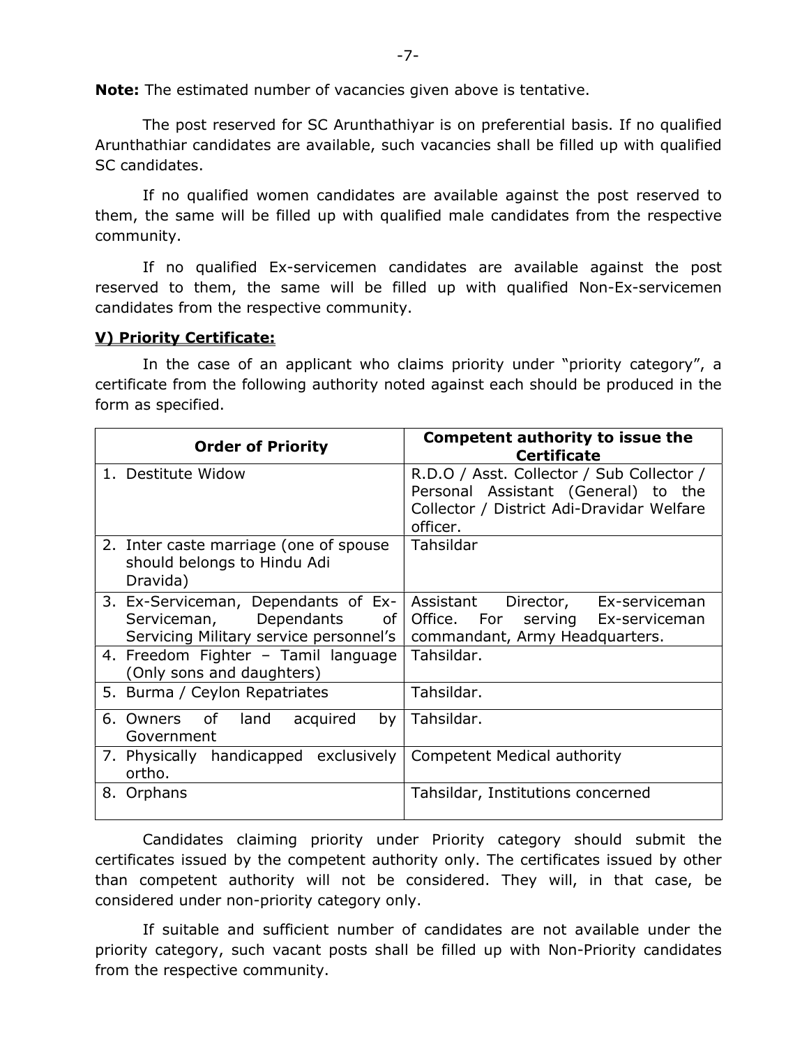**Note:** The estimated number of vacancies given above is tentative.

The post reserved for SC Arunthathiyar is on preferential basis. If no qualified Arunthathiar candidates are available, such vacancies shall be filled up with qualified SC candidates.

If no qualified women candidates are available against the post reserved to them, the same will be filled up with qualified male candidates from the respective community.

If no qualified Ex-servicemen candidates are available against the post reserved to them, the same will be filled up with qualified Non-Ex-servicemen candidates from the respective community.

## V) Priority Certificate:

In the case of an applicant who claims priority under "priority category", a certificate from the following authority noted against each should be produced in the form as specified.

| Order of Priority | Competent authority to issue the Certificate |
|---|---|
| 1. Destitute Widow | R.D.O / Asst. Collector / Sub Collector / Personal Assistant (General) to the Collector / District Adi-Dravidar Welfare officer. |
| 2. Inter caste marriage (one of spouse should belongs to Hindu Adi Dravida) | Tahsildar |
| 3. Ex-Serviceman, Dependants of Ex-Serviceman, Dependants of Servicing Military service personnel's | Assistant Director, Ex-serviceman Office. For serving Ex-serviceman commandant, Army Headquarters. |
| 4. Freedom Fighter – Tamil language (Only sons and daughters) | Tahsildar. |
| 5. Burma / Ceylon Repatriates | Tahsildar. |
| 6. Owners of land acquired by Government | Tahsildar. |
| 7. Physically handicapped exclusively ortho. | Competent Medical authority |
| 8. Orphans | Tahsildar, Institutions concerned |

Candidates claiming priority under Priority category should submit the certificates issued by the competent authority only. The certificates issued by other than competent authority will not be considered. They will, in that case, be considered under non-priority category only.

If suitable and sufficient number of candidates are not available under the priority category, such vacant posts shall be filled up with Non-Priority candidates from the respective community.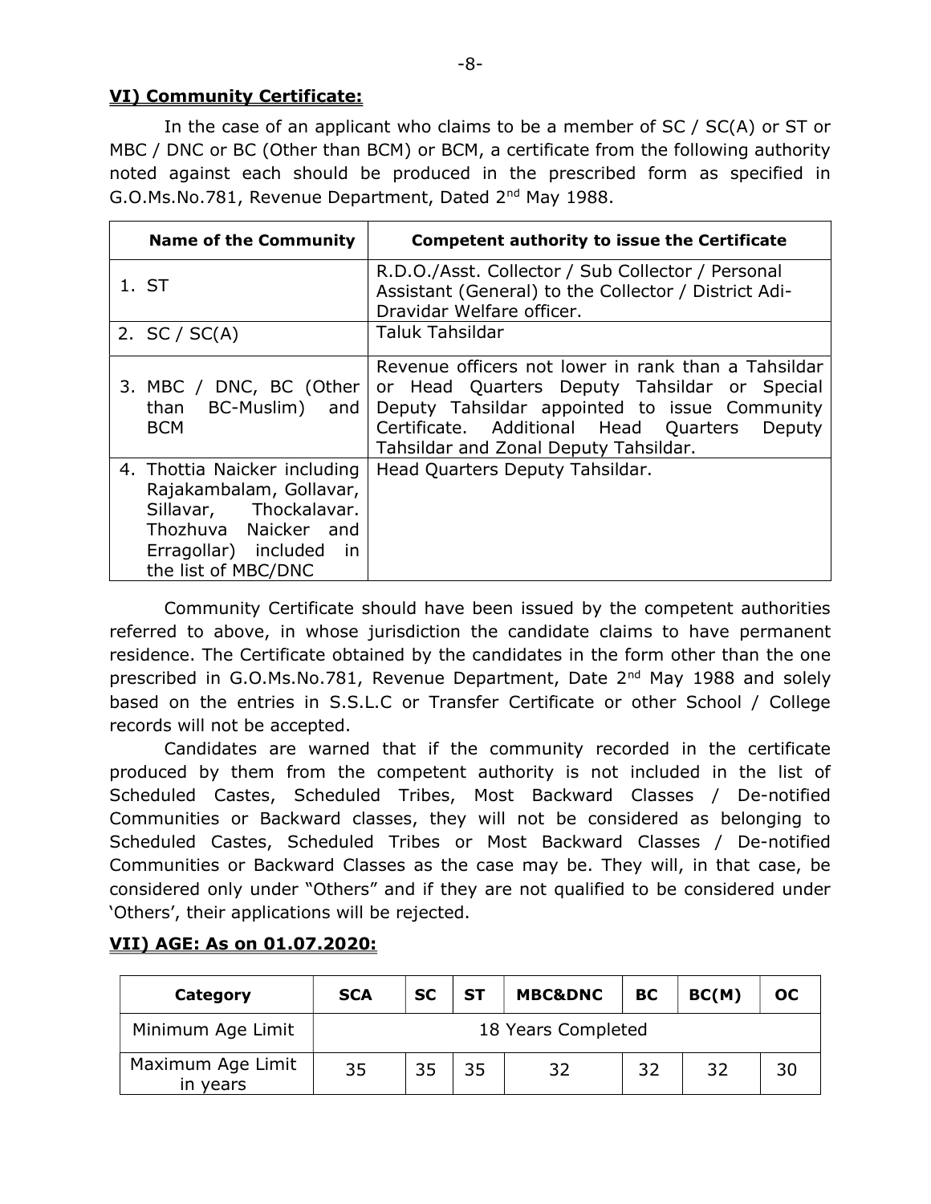### **VI) Community Certificate:**

In the case of an applicant who claims to be a member of SC / SC(A) or ST or MBC / DNC or BC (Other than BCM) or BCM, a certificate from the following authority noted against each should be produced in the prescribed form as specified in G.O.Ms.No.781, Revenue Department, Dated 2nd May 1988.

| Name of the Community | Competent authority to issue the Certificate |
|---|---|
| 1. ST | R.D.O./Asst. Collector / Sub Collector / Personal Assistant (General) to the Collector / District Adi-Dravidar Welfare officer. |
| 2. SC / SC(A) | Taluk Tahsildar |
| 3. MBC / DNC, BC (Other than BC-Muslim) and BCM | Revenue officers not lower in rank than a Tahsildar or Head Quarters Deputy Tahsildar or Special Deputy Tahsildar appointed to issue Community Certificate. Additional Head Quarters Deputy Tahsildar and Zonal Deputy Tahsildar. |
| 4. Thottia Naicker including Rajakambalam, Gollavar, Sillavar, Thockalavar. Thozhuva Naicker and Erragollar) included in the list of MBC/DNC | Head Quarters Deputy Tahsildar. |

Community Certificate should have been issued by the competent authorities referred to above, in whose jurisdiction the candidate claims to have permanent residence. The Certificate obtained by the candidates in the form other than the one prescribed in G.O.Ms.No.781, Revenue Department, Date 2nd May 1988 and solely based on the entries in S.S.L.C or Transfer Certificate or other School / College records will not be accepted.

Candidates are warned that if the community recorded in the certificate produced by them from the competent authority is not included in the list of Scheduled Castes, Scheduled Tribes, Most Backward Classes / De-notified Communities or Backward classes, they will not be considered as belonging to Scheduled Castes, Scheduled Tribes or Most Backward Classes / De-notified Communities or Backward Classes as the case may be. They will, in that case, be considered only under "Others" and if they are not qualified to be considered under 'Others', their applications will be rejected.

### **VII) AGE: As on 01.07.2020:**

| Category | SCA | SC | ST | MBC&DNC | BC | BC(M) | OC |
|---|---|---|---|---|---|---|---|
| Minimum Age Limit | 18 Years Completed | | | | | | |
| Maximum Age Limit in years | 35 | 35 | 35 | 32 | 32 | 32 | 30 |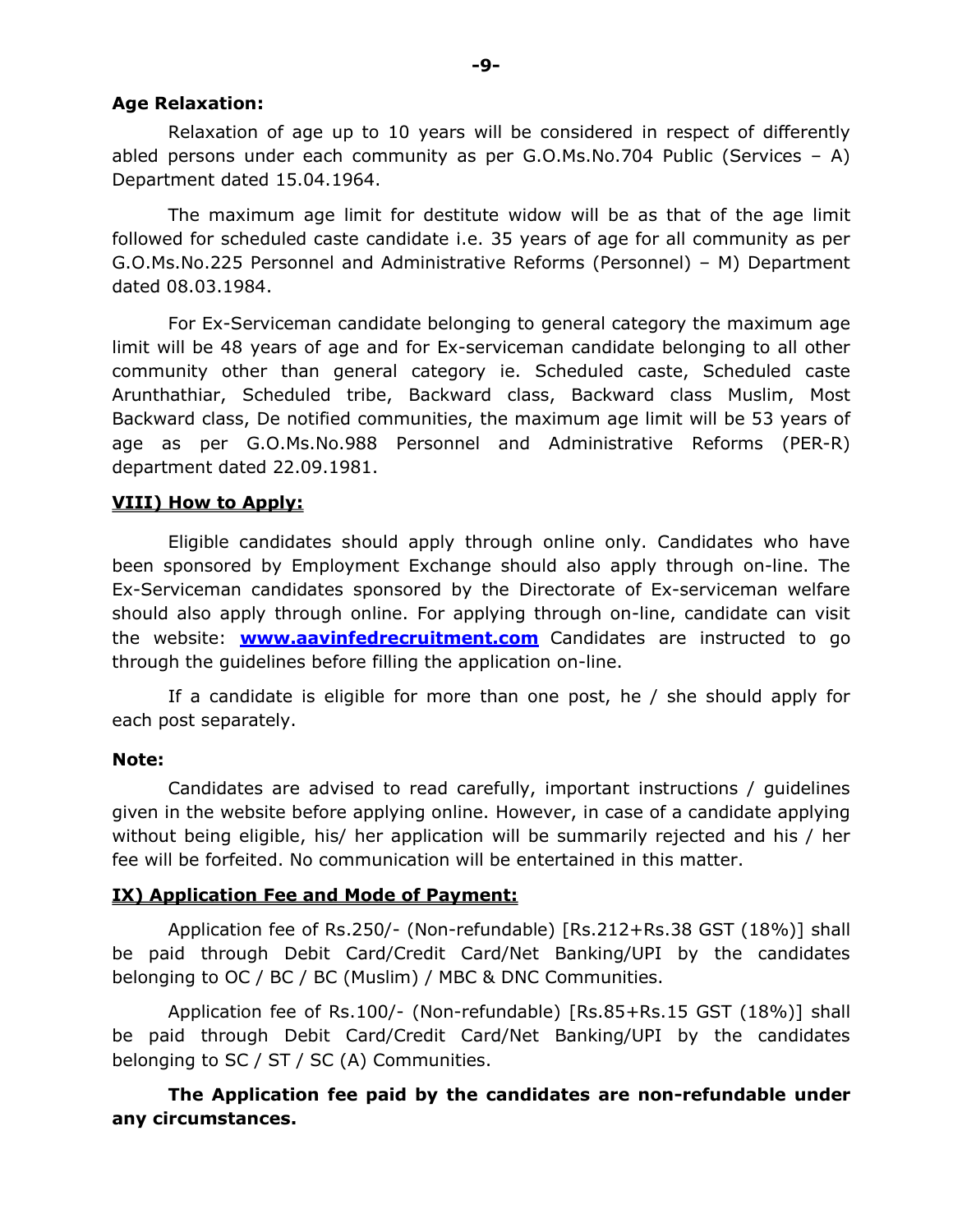**Age Relaxation:**

Relaxation of age up to 10 years will be considered in respect of differently abled persons under each community as per G.O.Ms.No.704 Public (Services – A) Department dated 15.04.1964.

The maximum age limit for destitute widow will be as that of the age limit followed for scheduled caste candidate i.e. 35 years of age for all community as per G.O.Ms.No.225 Personnel and Administrative Reforms (Personnel) – M) Department dated 08.03.1984.

For Ex-Serviceman candidate belonging to general category the maximum age limit will be 48 years of age and for Ex-serviceman candidate belonging to all other community other than general category ie. Scheduled caste, Scheduled caste Arunthathiar, Scheduled tribe, Backward class, Backward class Muslim, Most Backward class, De notified communities, the maximum age limit will be 53 years of age as per G.O.Ms.No.988 Personnel and Administrative Reforms (PER-R) department dated 22.09.1981.

**VIII) How to Apply:**

Eligible candidates should apply through online only. Candidates who have been sponsored by Employment Exchange should also apply through on-line. The Ex-Serviceman candidates sponsored by the Directorate of Ex-serviceman welfare should also apply through online. For applying through on-line, candidate can visit the website: **www.aavinfedrecruitment.com** Candidates are instructed to go through the guidelines before filling the application on-line.

If a candidate is eligible for more than one post, he / she should apply for each post separately.

**Note:**

Candidates are advised to read carefully, important instructions / guidelines given in the website before applying online. However, in case of a candidate applying without being eligible, his/ her application will be summarily rejected and his / her fee will be forfeited. No communication will be entertained in this matter.

**IX) Application Fee and Mode of Payment:**

Application fee of Rs.250/- (Non-refundable) [Rs.212+Rs.38 GST (18%)] shall be paid through Debit Card/Credit Card/Net Banking/UPI by the candidates belonging to OC / BC / BC (Muslim) / MBC & DNC Communities.

Application fee of Rs.100/- (Non-refundable) [Rs.85+Rs.15 GST (18%)] shall be paid through Debit Card/Credit Card/Net Banking/UPI by the candidates belonging to SC / ST / SC (A) Communities.

**The Application fee paid by the candidates are non-refundable under any circumstances.**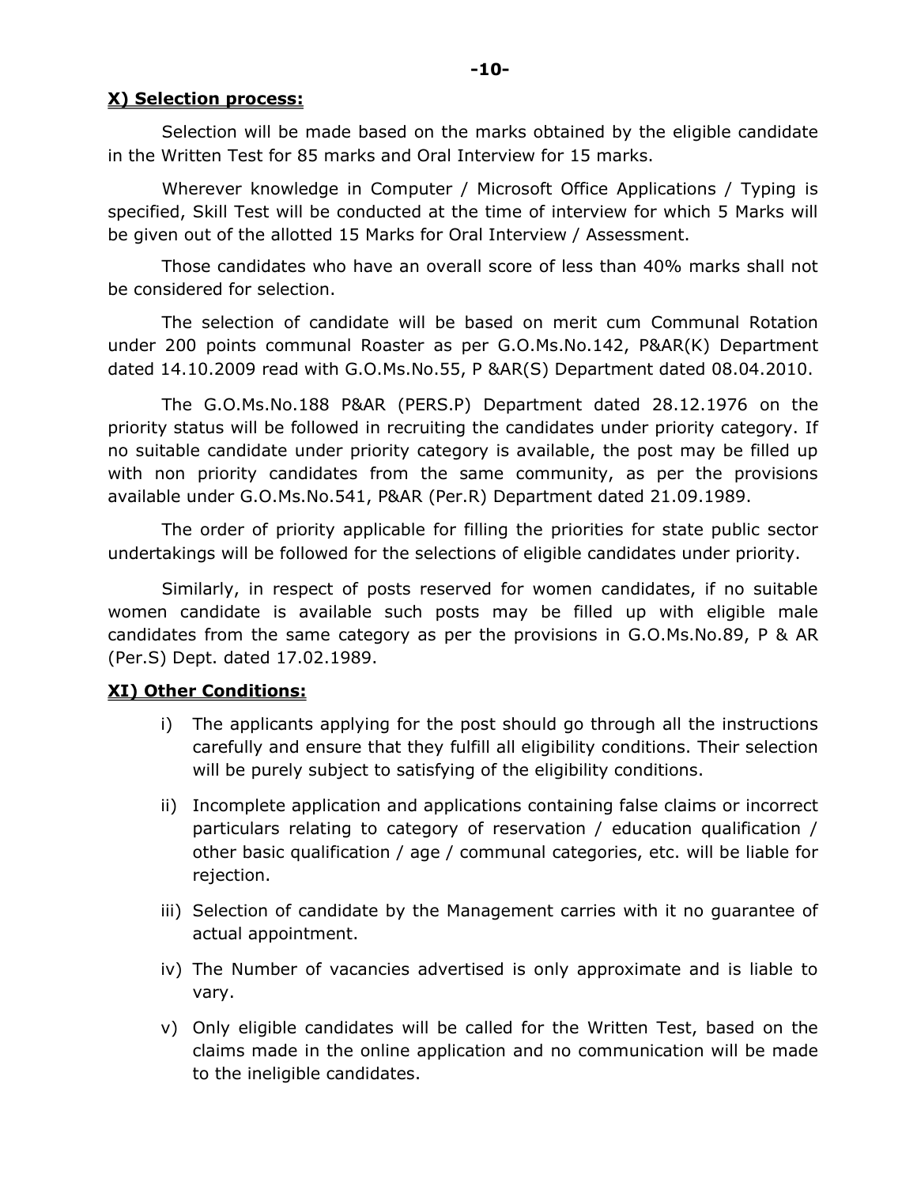**X) Selection process:**

Selection will be made based on the marks obtained by the eligible candidate in the Written Test for 85 marks and Oral Interview for 15 marks.

Wherever knowledge in Computer / Microsoft Office Applications / Typing is specified, Skill Test will be conducted at the time of interview for which 5 Marks will be given out of the allotted 15 Marks for Oral Interview / Assessment.

Those candidates who have an overall score of less than 40% marks shall not be considered for selection.

The selection of candidate will be based on merit cum Communal Rotation under 200 points communal Roaster as per G.O.Ms.No.142, P&AR(K) Department dated 14.10.2009 read with G.O.Ms.No.55, P &AR(S) Department dated 08.04.2010.

The G.O.Ms.No.188 P&AR (PERS.P) Department dated 28.12.1976 on the priority status will be followed in recruiting the candidates under priority category. If no suitable candidate under priority category is available, the post may be filled up with non priority candidates from the same community, as per the provisions available under G.O.Ms.No.541, P&AR (Per.R) Department dated 21.09.1989.

The order of priority applicable for filling the priorities for state public sector undertakings will be followed for the selections of eligible candidates under priority.

Similarly, in respect of posts reserved for women candidates, if no suitable women candidate is available such posts may be filled up with eligible male candidates from the same category as per the provisions in G.O.Ms.No.89, P & AR (Per.S) Dept. dated 17.02.1989.

**XI) Other Conditions:**

i) The applicants applying for the post should go through all the instructions carefully and ensure that they fulfill all eligibility conditions. Their selection will be purely subject to satisfying of the eligibility conditions.

ii) Incomplete application and applications containing false claims or incorrect particulars relating to category of reservation / education qualification / other basic qualification / age / communal categories, etc. will be liable for rejection.

iii) Selection of candidate by the Management carries with it no guarantee of actual appointment.

iv) The Number of vacancies advertised is only approximate and is liable to vary.

v) Only eligible candidates will be called for the Written Test, based on the claims made in the online application and no communication will be made to the ineligible candidates.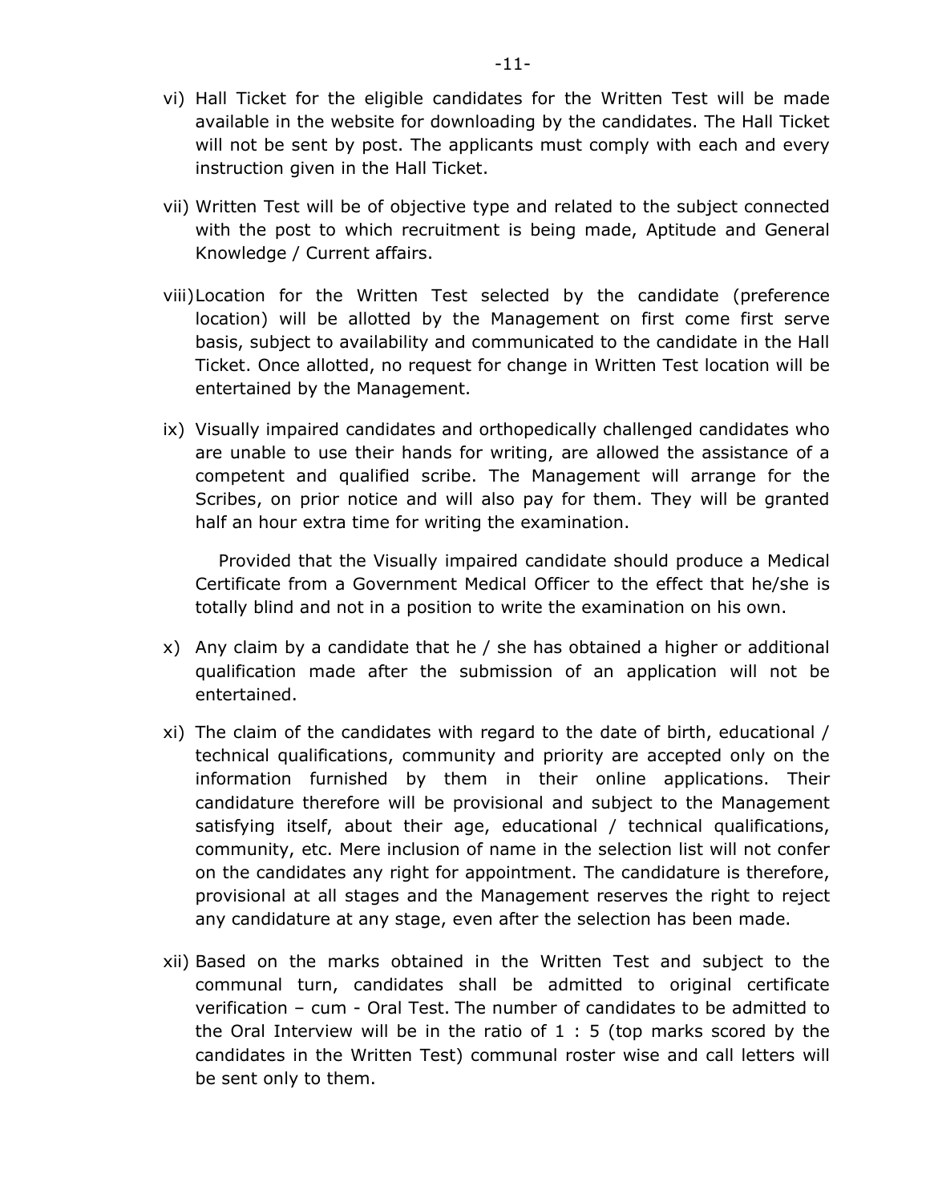vi) Hall Ticket for the eligible candidates for the Written Test will be made available in the website for downloading by the candidates. The Hall Ticket will not be sent by post. The applicants must comply with each and every instruction given in the Hall Ticket.

vii) Written Test will be of objective type and related to the subject connected with the post to which recruitment is being made, Aptitude and General Knowledge / Current affairs.

viii) Location for the Written Test selected by the candidate (preference location) will be allotted by the Management on first come first serve basis, subject to availability and communicated to the candidate in the Hall Ticket. Once allotted, no request for change in Written Test location will be entertained by the Management.

ix) Visually impaired candidates and orthopedically challenged candidates who are unable to use their hands for writing, are allowed the assistance of a competent and qualified scribe. The Management will arrange for the Scribes, on prior notice and will also pay for them. They will be granted half an hour extra time for writing the examination.

Provided that the Visually impaired candidate should produce a Medical Certificate from a Government Medical Officer to the effect that he/she is totally blind and not in a position to write the examination on his own.

x) Any claim by a candidate that he / she has obtained a higher or additional qualification made after the submission of an application will not be entertained.

xi) The claim of the candidates with regard to the date of birth, educational / technical qualifications, community and priority are accepted only on the information furnished by them in their online applications. Their candidature therefore will be provisional and subject to the Management satisfying itself, about their age, educational / technical qualifications, community, etc. Mere inclusion of name in the selection list will not confer on the candidates any right for appointment. The candidature is therefore, provisional at all stages and the Management reserves the right to reject any candidature at any stage, even after the selection has been made.

xii) Based on the marks obtained in the Written Test and subject to the communal turn, candidates shall be admitted to original certificate verification – cum - Oral Test. The number of candidates to be admitted to the Oral Interview will be in the ratio of 1 : 5 (top marks scored by the candidates in the Written Test) communal roster wise and call letters will be sent only to them.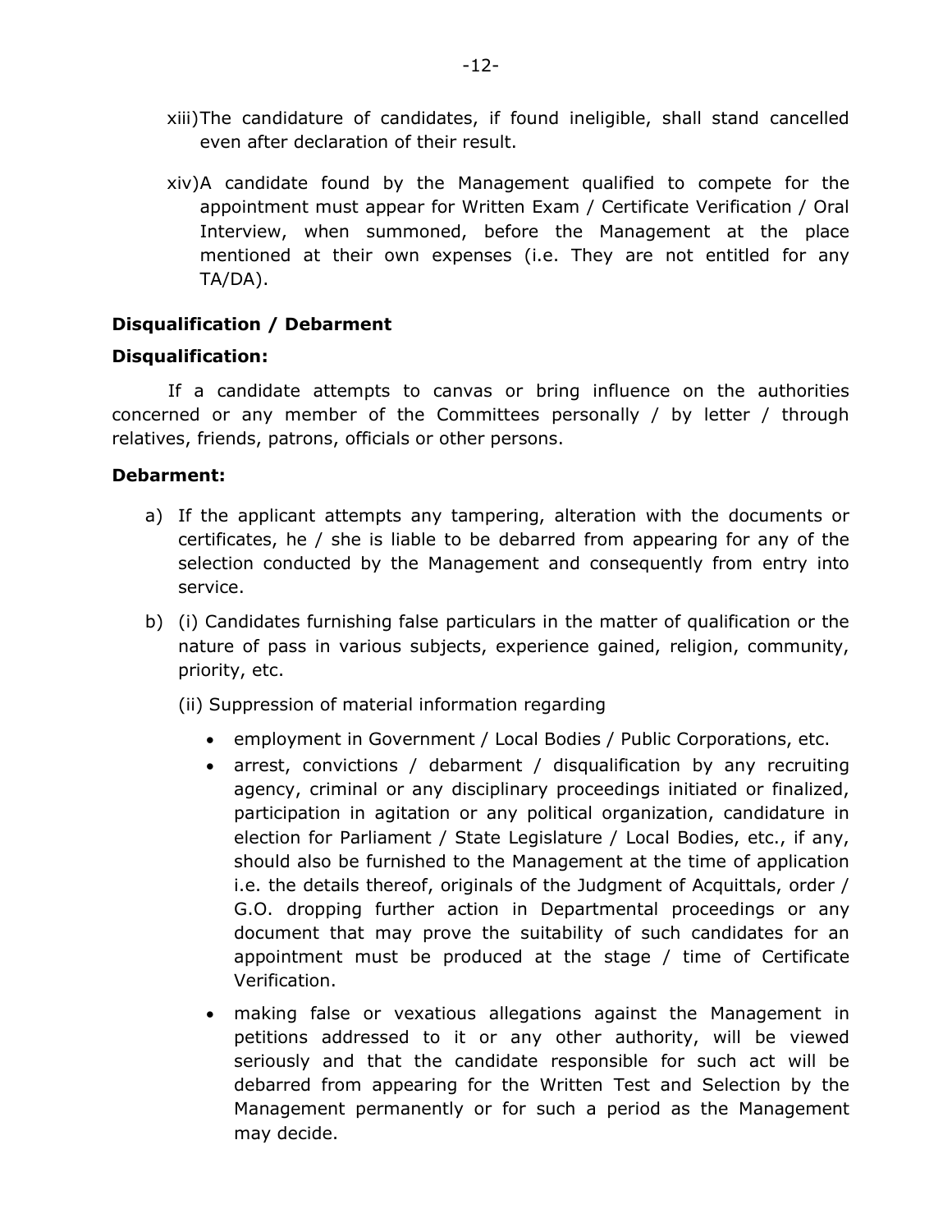xiii) The candidature of candidates, if found ineligible, shall stand cancelled even after declaration of their result.

xiv) A candidate found by the Management qualified to compete for the appointment must appear for Written Exam / Certificate Verification / Oral Interview, when summoned, before the Management at the place mentioned at their own expenses (i.e. They are not entitled for any TA/DA).

**Disqualification / Debarment**

**Disqualification:**

If a candidate attempts to canvas or bring influence on the authorities concerned or any member of the Committees personally / by letter / through relatives, friends, patrons, officials or other persons.

**Debarment:**

a) If the applicant attempts any tampering, alteration with the documents or certificates, he / she is liable to be debarred from appearing for any of the selection conducted by the Management and consequently from entry into service.

b) (i) Candidates furnishing false particulars in the matter of qualification or the nature of pass in various subjects, experience gained, religion, community, priority, etc.

(ii) Suppression of material information regarding

- employment in Government / Local Bodies / Public Corporations, etc.
- arrest, convictions / debarment / disqualification by any recruiting agency, criminal or any disciplinary proceedings initiated or finalized, participation in agitation or any political organization, candidature in election for Parliament / State Legislature / Local Bodies, etc., if any, should also be furnished to the Management at the time of application i.e. the details thereof, originals of the Judgment of Acquittals, order / G.O. dropping further action in Departmental proceedings or any document that may prove the suitability of such candidates for an appointment must be produced at the stage / time of Certificate Verification.
- making false or vexatious allegations against the Management in petitions addressed to it or any other authority, will be viewed seriously and that the candidate responsible for such act will be debarred from appearing for the Written Test and Selection by the Management permanently or for such a period as the Management may decide.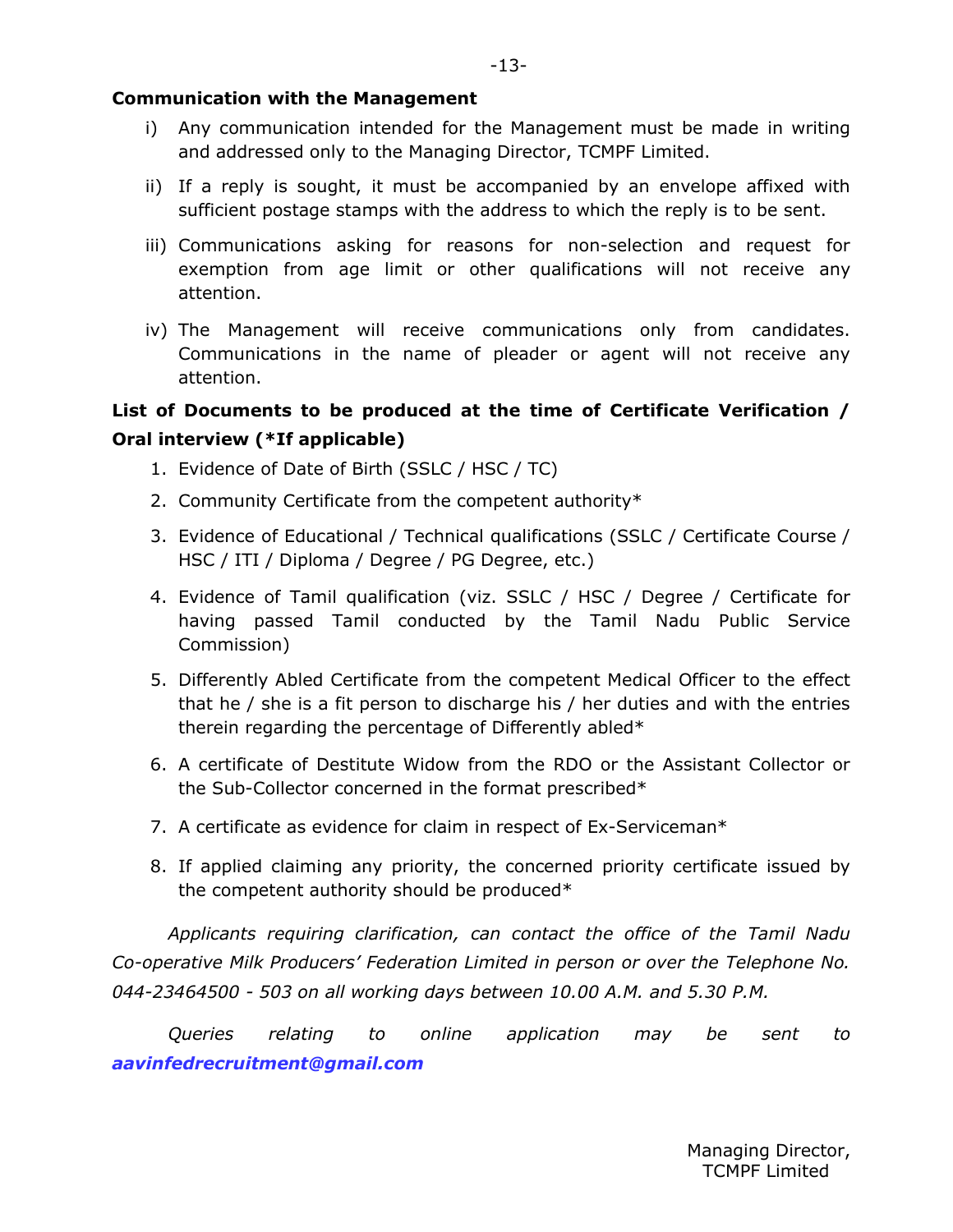**Communication with the Management**

i) Any communication intended for the Management must be made in writing and addressed only to the Managing Director, TCMPF Limited.

ii) If a reply is sought, it must be accompanied by an envelope affixed with sufficient postage stamps with the address to which the reply is to be sent.

iii) Communications asking for reasons for non-selection and request for exemption from age limit or other qualifications will not receive any attention.

iv) The Management will receive communications only from candidates. Communications in the name of pleader or agent will not receive any attention.

**List of Documents to be produced at the time of Certificate Verification / Oral interview (*If applicable)**

1. Evidence of Date of Birth (SSLC / HSC / TC)
2. Community Certificate from the competent authority*
3. Evidence of Educational / Technical qualifications (SSLC / Certificate Course / HSC / ITI / Diploma / Degree / PG Degree, etc.)
4. Evidence of Tamil qualification (viz. SSLC / HSC / Degree / Certificate for having passed Tamil conducted by the Tamil Nadu Public Service Commission)
5. Differently Abled Certificate from the competent Medical Officer to the effect that he / she is a fit person to discharge his / her duties and with the entries therein regarding the percentage of Differently abled*
6. A certificate of Destitute Widow from the RDO or the Assistant Collector or the Sub-Collector concerned in the format prescribed*
7. A certificate as evidence for claim in respect of Ex-Serviceman*
8. If applied claiming any priority, the concerned priority certificate issued by the competent authority should be produced*

*Applicants requiring clarification, can contact the office of the Tamil Nadu Co-operative Milk Producers' Federation Limited in person or over the Telephone No. 044-23464500 - 503 on all working days between 10.00 A.M. and 5.30 P.M.*

*Queries relating to online application may be sent to* ***aavinfedrecruitment@gmail.com***

Managing Director,
TCMPF Limited